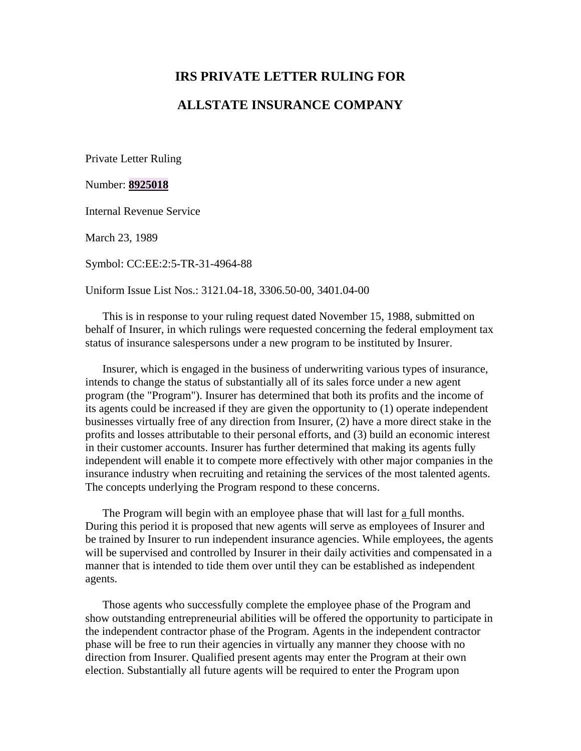# IRS PRIVATE LETTER RULING FOR

# ALLSTATE INSURANCE COMPANY

Private Letter Ruling

Number: **8925018**

Internal Revenue Service

March 23, 1989

Symbol: CC:EE:2:5-TR-31-4964-88

Uniform Issue List Nos.: 3121.04-18, 3306.50-00, 3401.04-00

This is in response to your ruling request dated November 15, 1988, submitted on behalf of Insurer, in which rulings were requested concerning the federal employment tax status of insurance salespersons under a new program to be instituted by Insurer.

Insurer, which is engaged in the business of underwriting various types of insurance, intends to change the status of substantially all of its sales force under a new agent program (the "Program"). Insurer has determined that both its profits and the income of its agents could be increased if they are given the opportunity to (1) operate independent businesses virtually free of any direction from Insurer, (2) have a more direct stake in the profits and losses attributable to their personal efforts, and (3) build an economic interest in their customer accounts. Insurer has further determined that making its agents fully independent will enable it to compete more effectively with other major companies in the insurance industry when recruiting and retaining the services of the most talented agents. The concepts underlying the Program respond to these concerns.

The Program will begin with an employee phase that will last for a full months. During this period it is proposed that new agents will serve as employees of Insurer and be trained by Insurer to run independent insurance agencies. While employees, the agents will be supervised and controlled by Insurer in their daily activities and compensated in a manner that is intended to tide them over until they can be established as independent agents.

Those agents who successfully complete the employee phase of the Program and show outstanding entrepreneurial abilities will be offered the opportunity to participate in the independent contractor phase of the Program. Agents in the independent contractor phase will be free to run their agencies in virtually any manner they choose with no direction from Insurer. Qualified present agents may enter the Program at their own election. Substantially all future agents will be required to enter the Program upon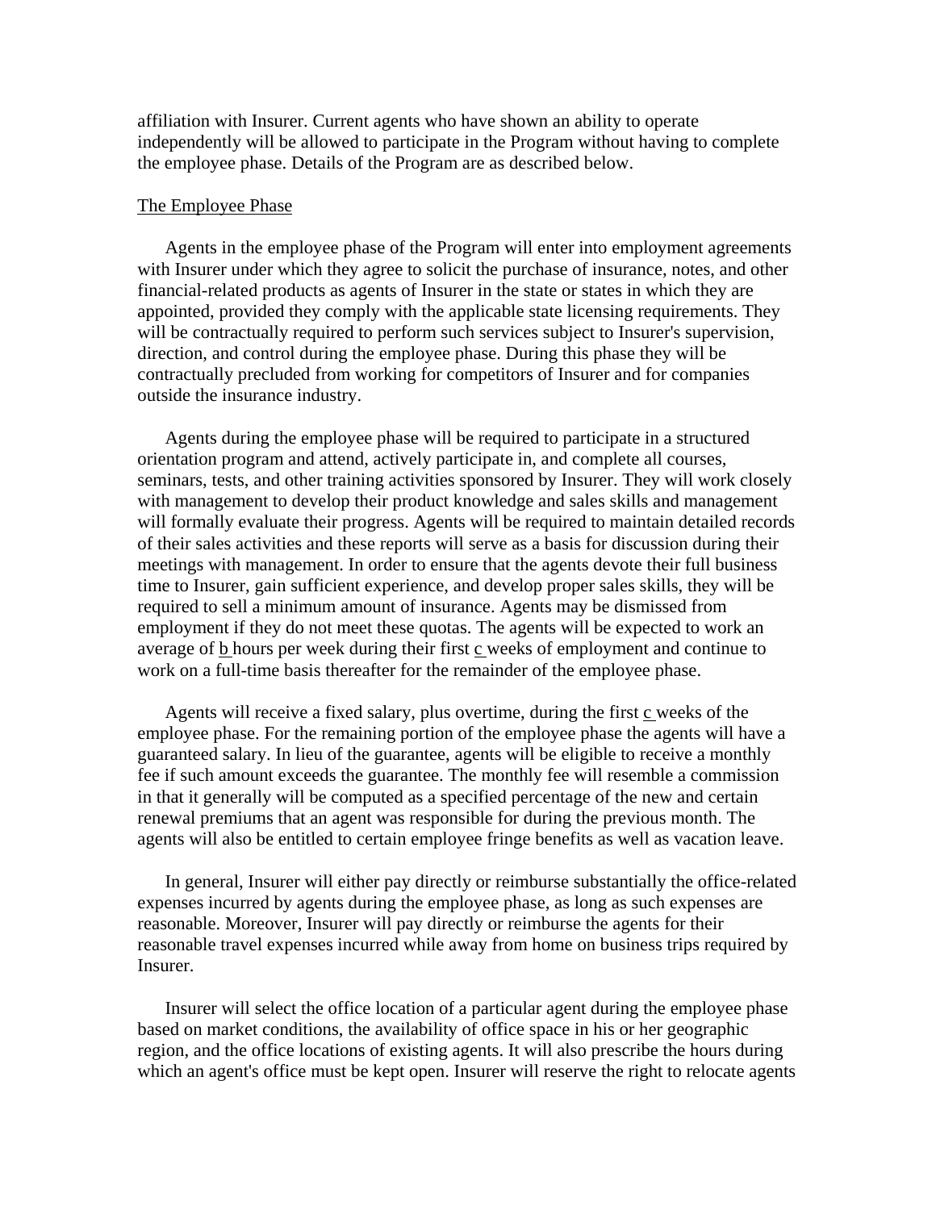affiliation with Insurer. Current agents who have shown an ability to operate independently will be allowed to participate in the Program without having to complete the employee phase. Details of the Program are as described below.

<u>The Employee Phase</u>

Agents in the employee phase of the Program will enter into employment agreements with Insurer under which they agree to solicit the purchase of insurance, notes, and other financial-related products as agents of Insurer in the state or states in which they are appointed, provided they comply with the applicable state licensing requirements. They will be contractually required to perform such services subject to Insurer's supervision, direction, and control during the employee phase. During this phase they will be contractually precluded from working for competitors of Insurer and for companies outside the insurance industry.

Agents during the employee phase will be required to participate in a structured orientation program and attend, actively participate in, and complete all courses, seminars, tests, and other training activities sponsored by Insurer. They will work closely with management to develop their product knowledge and sales skills and management will formally evaluate their progress. Agents will be required to maintain detailed records of their sales activities and these reports will serve as a basis for discussion during their meetings with management. In order to ensure that the agents devote their full business time to Insurer, gain sufficient experience, and develop proper sales skills, they will be required to sell a minimum amount of insurance. Agents may be dismissed from employment if they do not meet these quotas. The agents will be expected to work an average of <u>b</u> hours per week during their first <u>c</u> weeks of employment and continue to work on a full-time basis thereafter for the remainder of the employee phase.

Agents will receive a fixed salary, plus overtime, during the first <u>c</u> weeks of the employee phase. For the remaining portion of the employee phase the agents will have a guaranteed salary. In lieu of the guarantee, agents will be eligible to receive a monthly fee if such amount exceeds the guarantee. The monthly fee will resemble a commission in that it generally will be computed as a specified percentage of the new and certain renewal premiums that an agent was responsible for during the previous month. The agents will also be entitled to certain employee fringe benefits as well as vacation leave.

In general, Insurer will either pay directly or reimburse substantially the office-related expenses incurred by agents during the employee phase, as long as such expenses are reasonable. Moreover, Insurer will pay directly or reimburse the agents for their reasonable travel expenses incurred while away from home on business trips required by Insurer.

Insurer will select the office location of a particular agent during the employee phase based on market conditions, the availability of office space in his or her geographic region, and the office locations of existing agents. It will also prescribe the hours during which an agent's office must be kept open. Insurer will reserve the right to relocate agents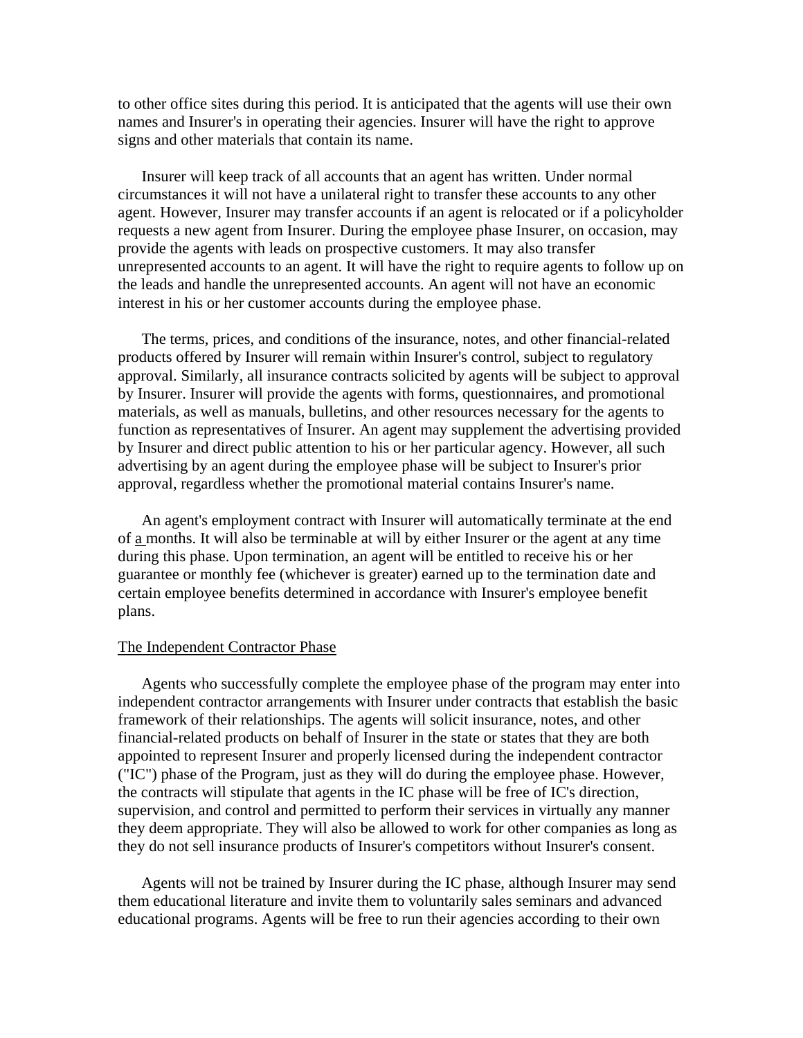to other office sites during this period. It is anticipated that the agents will use their own names and Insurer's in operating their agencies. Insurer will have the right to approve signs and other materials that contain its name.

Insurer will keep track of all accounts that an agent has written. Under normal circumstances it will not have a unilateral right to transfer these accounts to any other agent. However, Insurer may transfer accounts if an agent is relocated or if a policyholder requests a new agent from Insurer. During the employee phase Insurer, on occasion, may provide the agents with leads on prospective customers. It may also transfer unrepresented accounts to an agent. It will have the right to require agents to follow up on the leads and handle the unrepresented accounts. An agent will not have an economic interest in his or her customer accounts during the employee phase.

The terms, prices, and conditions of the insurance, notes, and other financial-related products offered by Insurer will remain within Insurer's control, subject to regulatory approval. Similarly, all insurance contracts solicited by agents will be subject to approval by Insurer. Insurer will provide the agents with forms, questionnaires, and promotional materials, as well as manuals, bulletins, and other resources necessary for the agents to function as representatives of Insurer. An agent may supplement the advertising provided by Insurer and direct public attention to his or her particular agency. However, all such advertising by an agent during the employee phase will be subject to Insurer's prior approval, regardless whether the promotional material contains Insurer's name.

An agent's employment contract with Insurer will automatically terminate at the end of a months. It will also be terminable at will by either Insurer or the agent at any time during this phase. Upon termination, an agent will be entitled to receive his or her guarantee or monthly fee (whichever is greater) earned up to the termination date and certain employee benefits determined in accordance with Insurer's employee benefit plans.

## The Independent Contractor Phase

Agents who successfully complete the employee phase of the program may enter into independent contractor arrangements with Insurer under contracts that establish the basic framework of their relationships. The agents will solicit insurance, notes, and other financial-related products on behalf of Insurer in the state or states that they are both appointed to represent Insurer and properly licensed during the independent contractor ("IC") phase of the Program, just as they will do during the employee phase. However, the contracts will stipulate that agents in the IC phase will be free of IC's direction, supervision, and control and permitted to perform their services in virtually any manner they deem appropriate. They will also be allowed to work for other companies as long as they do not sell insurance products of Insurer's competitors without Insurer's consent.

Agents will not be trained by Insurer during the IC phase, although Insurer may send them educational literature and invite them to voluntarily sales seminars and advanced educational programs. Agents will be free to run their agencies according to their own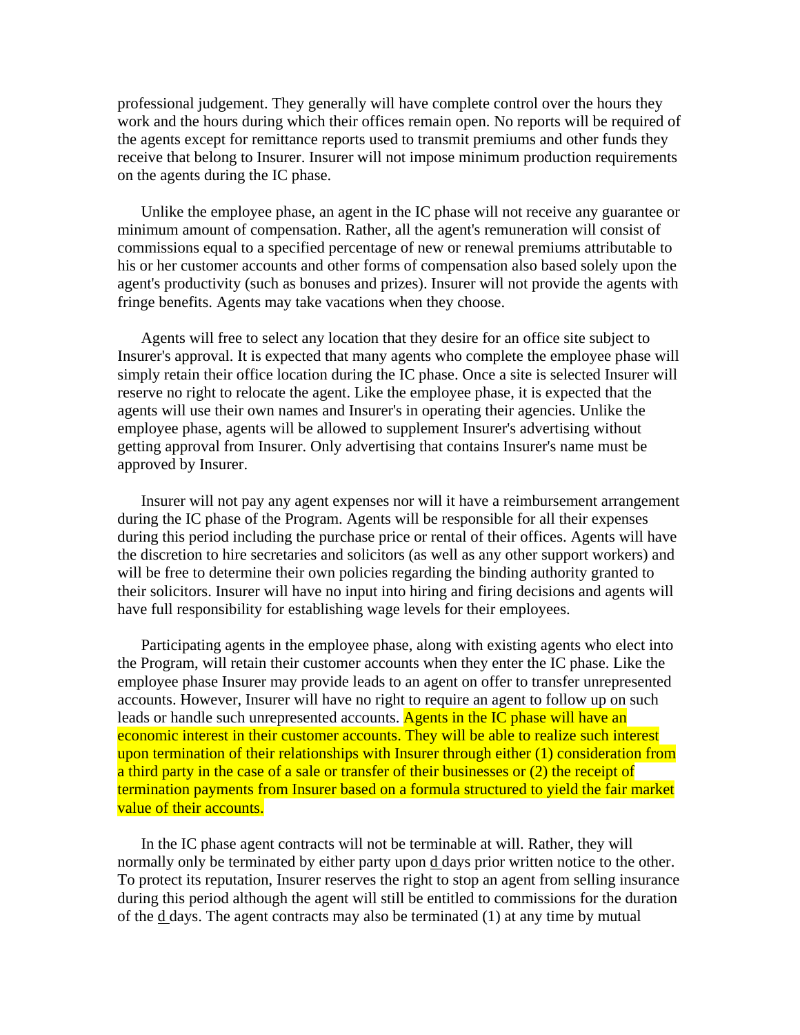professional judgement. They generally will have complete control over the hours they work and the hours during which their offices remain open. No reports will be required of the agents except for remittance reports used to transmit premiums and other funds they receive that belong to Insurer. Insurer will not impose minimum production requirements on the agents during the IC phase.

Unlike the employee phase, an agent in the IC phase will not receive any guarantee or minimum amount of compensation. Rather, all the agent's remuneration will consist of commissions equal to a specified percentage of new or renewal premiums attributable to his or her customer accounts and other forms of compensation also based solely upon the agent's productivity (such as bonuses and prizes). Insurer will not provide the agents with fringe benefits. Agents may take vacations when they choose.

Agents will free to select any location that they desire for an office site subject to Insurer's approval. It is expected that many agents who complete the employee phase will simply retain their office location during the IC phase. Once a site is selected Insurer will reserve no right to relocate the agent. Like the employee phase, it is expected that the agents will use their own names and Insurer's in operating their agencies. Unlike the employee phase, agents will be allowed to supplement Insurer's advertising without getting approval from Insurer. Only advertising that contains Insurer's name must be approved by Insurer.

Insurer will not pay any agent expenses nor will it have a reimbursement arrangement during the IC phase of the Program. Agents will be responsible for all their expenses during this period including the purchase price or rental of their offices. Agents will have the discretion to hire secretaries and solicitors (as well as any other support workers) and will be free to determine their own policies regarding the binding authority granted to their solicitors. Insurer will have no input into hiring and firing decisions and agents will have full responsibility for establishing wage levels for their employees.

Participating agents in the employee phase, along with existing agents who elect into the Program, will retain their customer accounts when they enter the IC phase. Like the employee phase Insurer may provide leads to an agent on offer to transfer unrepresented accounts. However, Insurer will have no right to require an agent to follow up on such leads or handle such unrepresented accounts. Agents in the IC phase will have an economic interest in their customer accounts. They will be able to realize such interest upon termination of their relationships with Insurer through either (1) consideration from a third party in the case of a sale or transfer of their businesses or (2) the receipt of termination payments from Insurer based on a formula structured to yield the fair market value of their accounts.

In the IC phase agent contracts will not be terminable at will. Rather, they will normally only be terminated by either party upon d days prior written notice to the other. To protect its reputation, Insurer reserves the right to stop an agent from selling insurance during this period although the agent will still be entitled to commissions for the duration of the d days. The agent contracts may also be terminated (1) at any time by mutual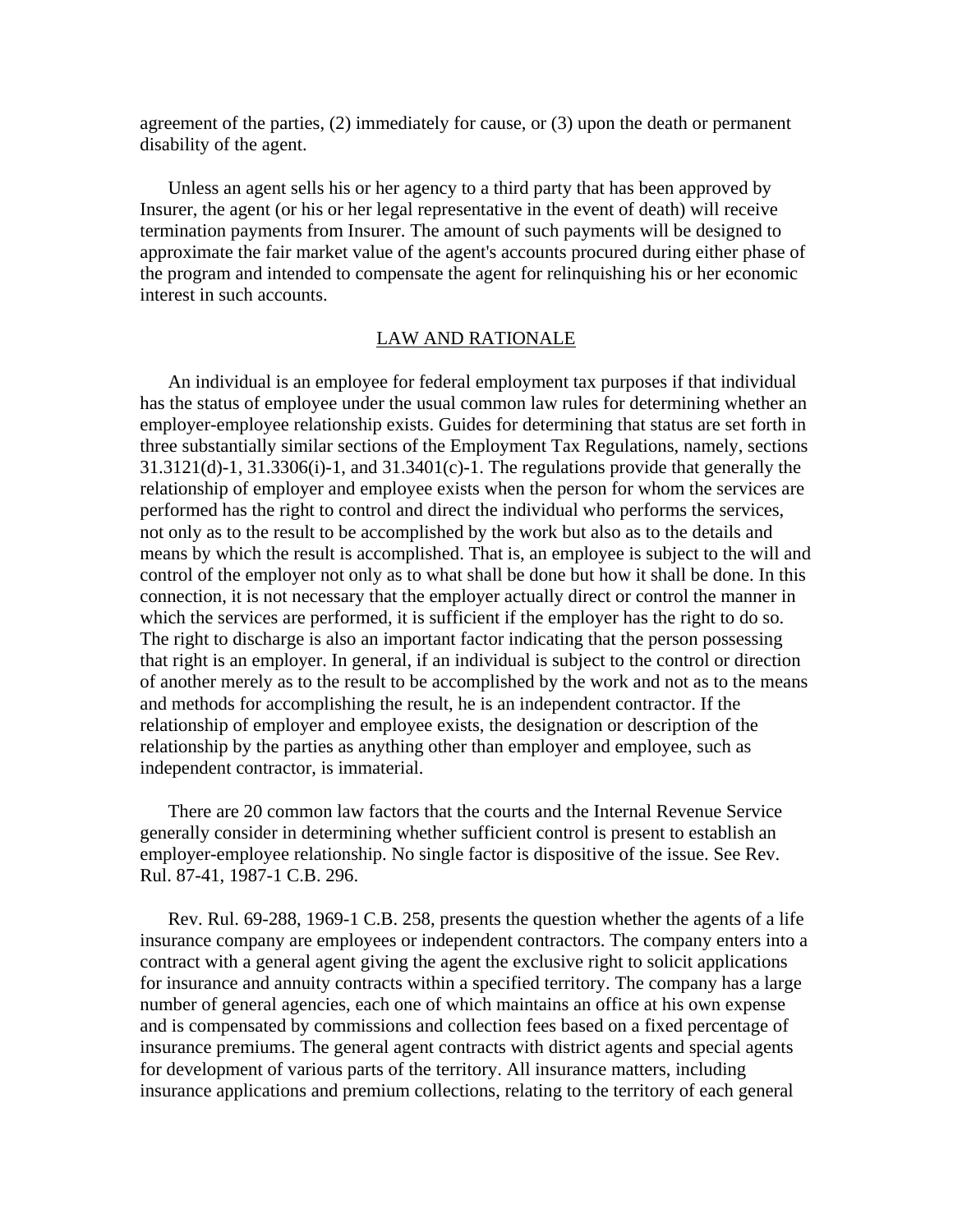agreement of the parties, (2) immediately for cause, or (3) upon the death or permanent disability of the agent.

Unless an agent sells his or her agency to a third party that has been approved by Insurer, the agent (or his or her legal representative in the event of death) will receive termination payments from Insurer. The amount of such payments will be designed to approximate the fair market value of the agent's accounts procured during either phase of the program and intended to compensate the agent for relinquishing his or her economic interest in such accounts.

## LAW AND RATIONALE

An individual is an employee for federal employment tax purposes if that individual has the status of employee under the usual common law rules for determining whether an employer-employee relationship exists. Guides for determining that status are set forth in three substantially similar sections of the Employment Tax Regulations, namely, sections 31.3121(d)-1, 31.3306(i)-1, and 31.3401(c)-1. The regulations provide that generally the relationship of employer and employee exists when the person for whom the services are performed has the right to control and direct the individual who performs the services, not only as to the result to be accomplished by the work but also as to the details and means by which the result is accomplished. That is, an employee is subject to the will and control of the employer not only as to what shall be done but how it shall be done. In this connection, it is not necessary that the employer actually direct or control the manner in which the services are performed, it is sufficient if the employer has the right to do so. The right to discharge is also an important factor indicating that the person possessing that right is an employer. In general, if an individual is subject to the control or direction of another merely as to the result to be accomplished by the work and not as to the means and methods for accomplishing the result, he is an independent contractor. If the relationship of employer and employee exists, the designation or description of the relationship by the parties as anything other than employer and employee, such as independent contractor, is immaterial.

There are 20 common law factors that the courts and the Internal Revenue Service generally consider in determining whether sufficient control is present to establish an employer-employee relationship. No single factor is dispositive of the issue. See Rev. Rul. 87-41, 1987-1 C.B. 296.

Rev. Rul. 69-288, 1969-1 C.B. 258, presents the question whether the agents of a life insurance company are employees or independent contractors. The company enters into a contract with a general agent giving the agent the exclusive right to solicit applications for insurance and annuity contracts within a specified territory. The company has a large number of general agencies, each one of which maintains an office at his own expense and is compensated by commissions and collection fees based on a fixed percentage of insurance premiums. The general agent contracts with district agents and special agents for development of various parts of the territory. All insurance matters, including insurance applications and premium collections, relating to the territory of each general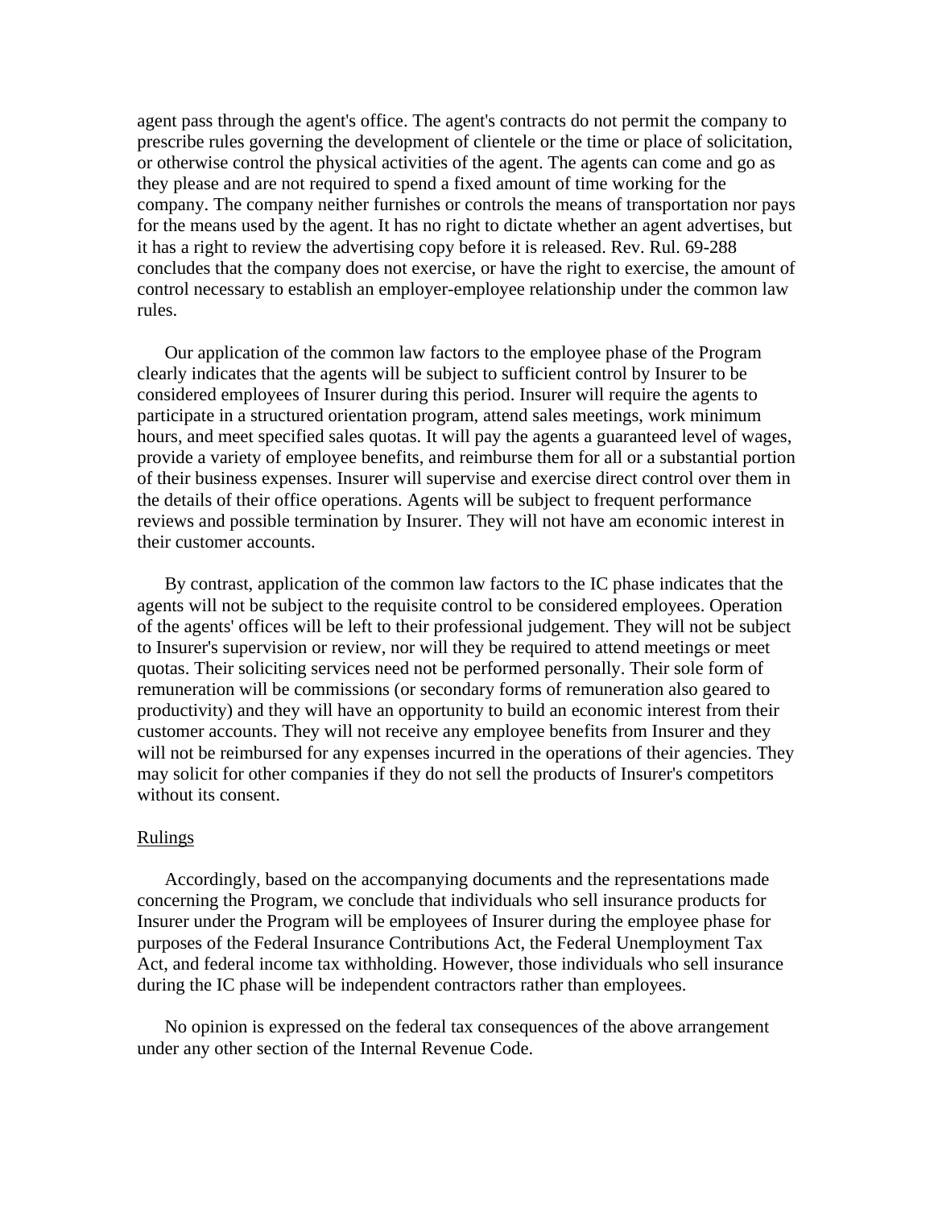agent pass through the agent's office. The agent's contracts do not permit the company to prescribe rules governing the development of clientele or the time or place of solicitation, or otherwise control the physical activities of the agent. The agents can come and go as they please and are not required to spend a fixed amount of time working for the company. The company neither furnishes or controls the means of transportation nor pays for the means used by the agent. It has no right to dictate whether an agent advertises, but it has a right to review the advertising copy before it is released. Rev. Rul. 69-288 concludes that the company does not exercise, or have the right to exercise, the amount of control necessary to establish an employer-employee relationship under the common law rules.

Our application of the common law factors to the employee phase of the Program clearly indicates that the agents will be subject to sufficient control by Insurer to be considered employees of Insurer during this period. Insurer will require the agents to participate in a structured orientation program, attend sales meetings, work minimum hours, and meet specified sales quotas. It will pay the agents a guaranteed level of wages, provide a variety of employee benefits, and reimburse them for all or a substantial portion of their business expenses. Insurer will supervise and exercise direct control over them in the details of their office operations. Agents will be subject to frequent performance reviews and possible termination by Insurer. They will not have am economic interest in their customer accounts.

By contrast, application of the common law factors to the IC phase indicates that the agents will not be subject to the requisite control to be considered employees. Operation of the agents' offices will be left to their professional judgement. They will not be subject to Insurer's supervision or review, nor will they be required to attend meetings or meet quotas. Their soliciting services need not be performed personally. Their sole form of remuneration will be commissions (or secondary forms of remuneration also geared to productivity) and they will have an opportunity to build an economic interest from their customer accounts. They will not receive any employee benefits from Insurer and they will not be reimbursed for any expenses incurred in the operations of their agencies. They may solicit for other companies if they do not sell the products of Insurer's competitors without its consent.

<u>Rulings</u>

Accordingly, based on the accompanying documents and the representations made concerning the Program, we conclude that individuals who sell insurance products for Insurer under the Program will be employees of Insurer during the employee phase for purposes of the Federal Insurance Contributions Act, the Federal Unemployment Tax Act, and federal income tax withholding. However, those individuals who sell insurance during the IC phase will be independent contractors rather than employees.

No opinion is expressed on the federal tax consequences of the above arrangement under any other section of the Internal Revenue Code.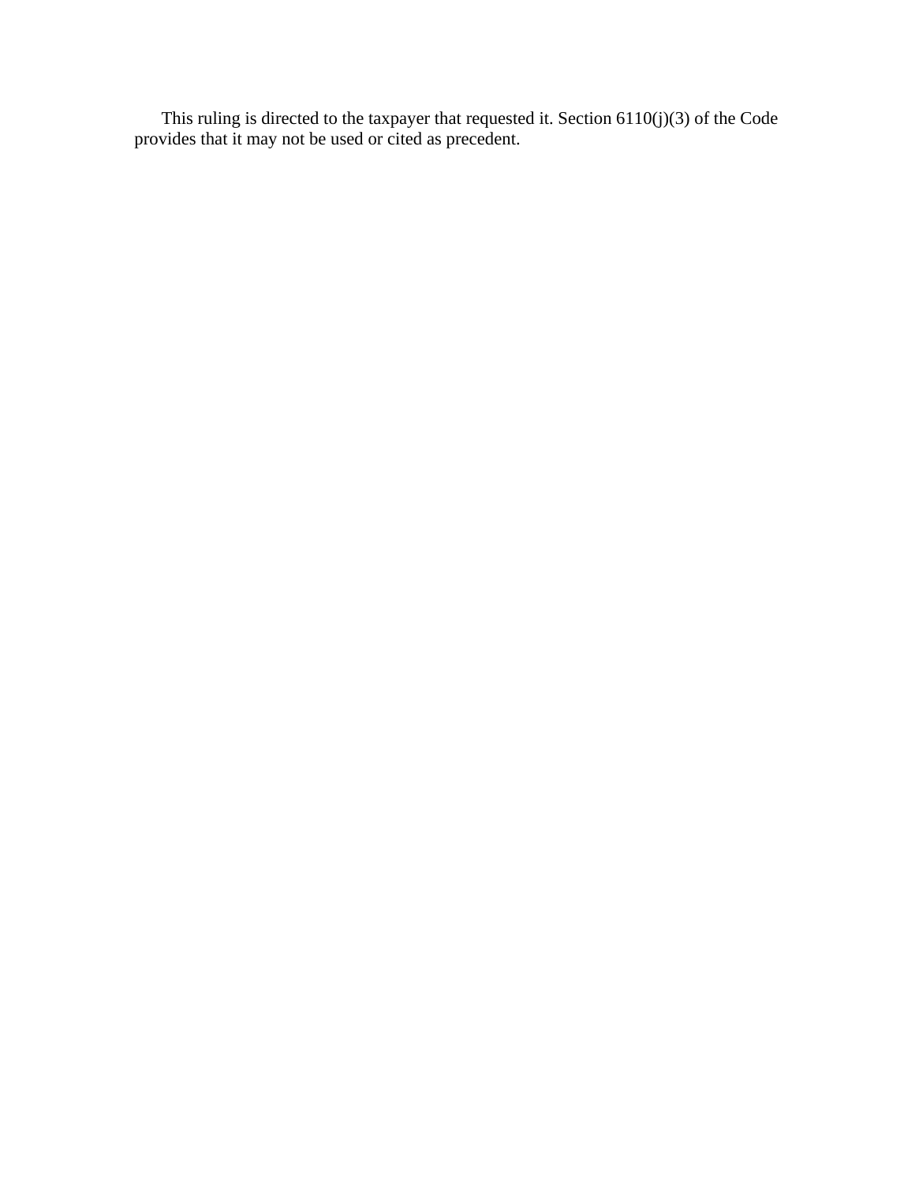This ruling is directed to the taxpayer that requested it. Section 6110(j)(3) of the Code provides that it may not be used or cited as precedent.